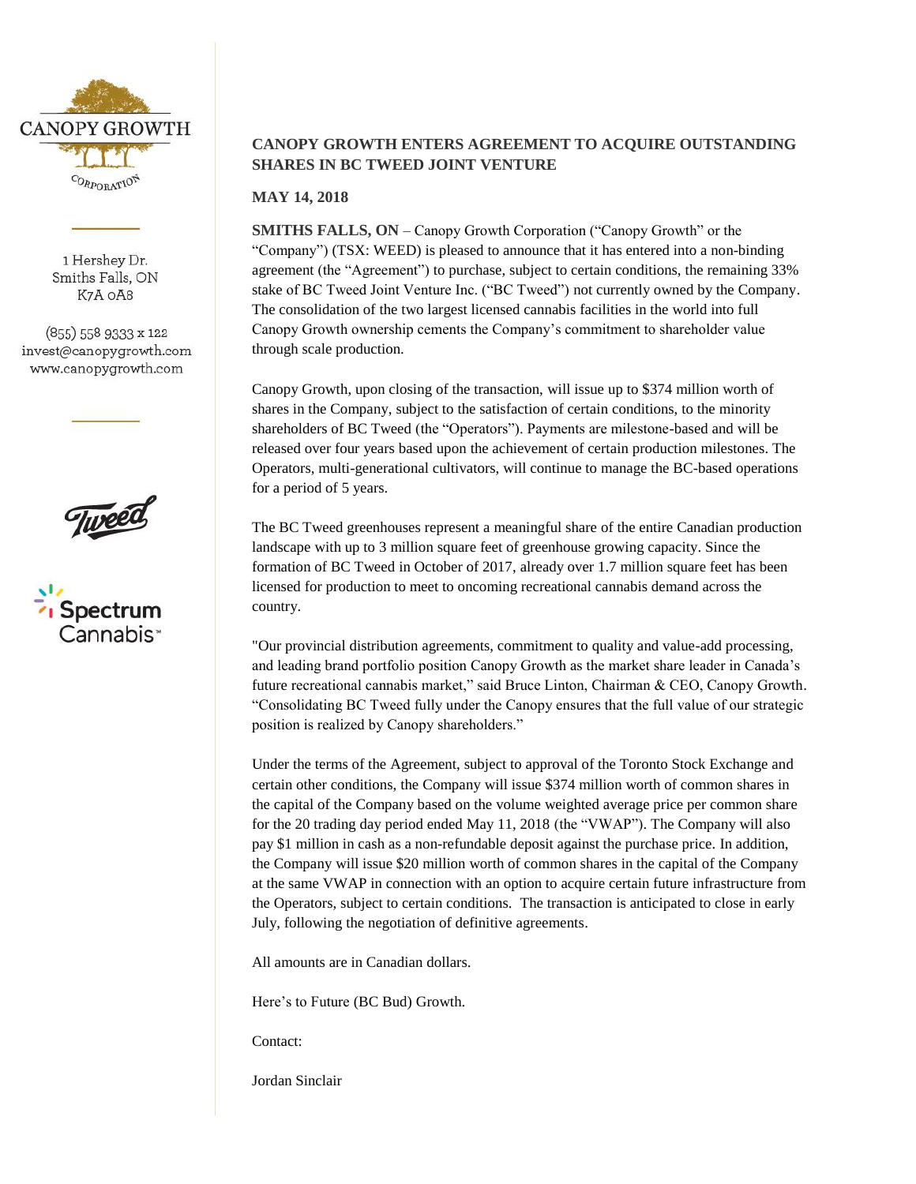CANOPY GROWTH

CORPORATION

1 Hershey Dr.
Smiths Falls, ON
K7A 0A8

(855) 558 9333 x 122
invest@canopygrowth.com
www.canopygrowth.com

Tweed

Spectrum Cannabis™

## CANOPY GROWTH ENTERS AGREEMENT TO ACQUIRE OUTSTANDING SHARES IN BC TWEED JOINT VENTURE

**MAY 14, 2018**

**SMITHS FALLS, ON** – Canopy Growth Corporation ("Canopy Growth" or the "Company") (TSX: WEED) is pleased to announce that it has entered into a non-binding agreement (the "Agreement") to purchase, subject to certain conditions, the remaining 33% stake of BC Tweed Joint Venture Inc. ("BC Tweed") not currently owned by the Company. The consolidation of the two largest licensed cannabis facilities in the world into full Canopy Growth ownership cements the Company's commitment to shareholder value through scale production.

Canopy Growth, upon closing of the transaction, will issue up to $374 million worth of shares in the Company, subject to the satisfaction of certain conditions, to the minority shareholders of BC Tweed (the "Operators"). Payments are milestone-based and will be released over four years based upon the achievement of certain production milestones. The Operators, multi-generational cultivators, will continue to manage the BC-based operations for a period of 5 years.

The BC Tweed greenhouses represent a meaningful share of the entire Canadian production landscape with up to 3 million square feet of greenhouse growing capacity. Since the formation of BC Tweed in October of 2017, already over 1.7 million square feet has been licensed for production to meet to oncoming recreational cannabis demand across the country.

"Our provincial distribution agreements, commitment to quality and value-add processing, and leading brand portfolio position Canopy Growth as the market share leader in Canada's future recreational cannabis market," said Bruce Linton, Chairman & CEO, Canopy Growth. "Consolidating BC Tweed fully under the Canopy ensures that the full value of our strategic position is realized by Canopy shareholders."

Under the terms of the Agreement, subject to approval of the Toronto Stock Exchange and certain other conditions, the Company will issue $374 million worth of common shares in the capital of the Company based on the volume weighted average price per common share for the 20 trading day period ended May 11, 2018 (the "VWAP"). The Company will also pay $1 million in cash as a non-refundable deposit against the purchase price. In addition, the Company will issue $20 million worth of common shares in the capital of the Company at the same VWAP in connection with an option to acquire certain future infrastructure from the Operators, subject to certain conditions. The transaction is anticipated to close in early July, following the negotiation of definitive agreements.

All amounts are in Canadian dollars.

Here's to Future (BC Bud) Growth.

Contact:

Jordan Sinclair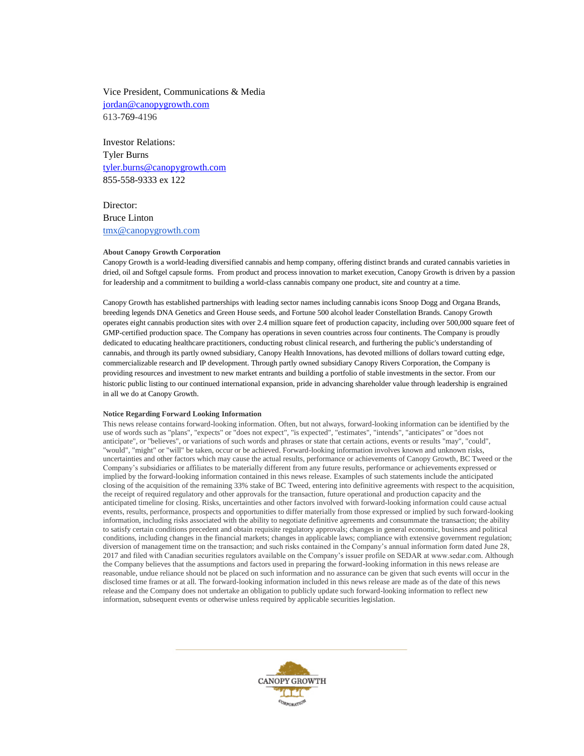Vice President, Communications & Media
jordan@canopygrowth.com
613-769-4196

Investor Relations:
Tyler Burns
tyler.burns@canopygrowth.com
855-558-9333 ex 122

Director:
Bruce Linton
tmx@canopygrowth.com

**About Canopy Growth Corporation**

Canopy Growth is a world-leading diversified cannabis and hemp company, offering distinct brands and curated cannabis varieties in dried, oil and Softgel capsule forms. From product and process innovation to market execution, Canopy Growth is driven by a passion for leadership and a commitment to building a world-class cannabis company one product, site and country at a time.

Canopy Growth has established partnerships with leading sector names including cannabis icons Snoop Dogg and Organa Brands, breeding legends DNA Genetics and Green House seeds, and Fortune 500 alcohol leader Constellation Brands. Canopy Growth operates eight cannabis production sites with over 2.4 million square feet of production capacity, including over 500,000 square feet of GMP-certified production space. The Company has operations in seven countries across four continents. The Company is proudly dedicated to educating healthcare practitioners, conducting robust clinical research, and furthering the public's understanding of cannabis, and through its partly owned subsidiary, Canopy Health Innovations, has devoted millions of dollars toward cutting edge, commercializable research and IP development. Through partly owned subsidiary Canopy Rivers Corporation, the Company is providing resources and investment to new market entrants and building a portfolio of stable investments in the sector. From our historic public listing to our continued international expansion, pride in advancing shareholder value through leadership is engrained in all we do at Canopy Growth.

**Notice Regarding Forward Looking Information**

This news release contains forward-looking information. Often, but not always, forward-looking information can be identified by the use of words such as "plans", "expects" or "does not expect", "is expected", "estimates", "intends", "anticipates" or "does not anticipate", or "believes", or variations of such words and phrases or state that certain actions, events or results "may", "could", "would", "might" or "will" be taken, occur or be achieved. Forward-looking information involves known and unknown risks, uncertainties and other factors which may cause the actual results, performance or achievements of Canopy Growth, BC Tweed or the Company's subsidiaries or affiliates to be materially different from any future results, performance or achievements expressed or implied by the forward-looking information contained in this news release. Examples of such statements include the anticipated closing of the acquisition of the remaining 33% stake of BC Tweed, entering into definitive agreements with respect to the acquisition, the receipt of required regulatory and other approvals for the transaction, future operational and production capacity and the anticipated timeline for closing. Risks, uncertainties and other factors involved with forward-looking information could cause actual events, results, performance, prospects and opportunities to differ materially from those expressed or implied by such forward-looking information, including risks associated with the ability to negotiate definitive agreements and consummate the transaction; the ability to satisfy certain conditions precedent and obtain requisite regulatory approvals; changes in general economic, business and political conditions, including changes in the financial markets; changes in applicable laws; compliance with extensive government regulation; diversion of management time on the transaction; and such risks contained in the Company's annual information form dated June 28, 2017 and filed with Canadian securities regulators available on the Company's issuer profile on SEDAR at www.sedar.com. Although the Company believes that the assumptions and factors used in preparing the forward-looking information in this news release are reasonable, undue reliance should not be placed on such information and no assurance can be given that such events will occur in the disclosed time frames or at all. The forward-looking information included in this news release are made as of the date of this news release and the Company does not undertake an obligation to publicly update such forward-looking information to reflect new information, subsequent events or otherwise unless required by applicable securities legislation.

CANOPY GROWTH
CORPORATION